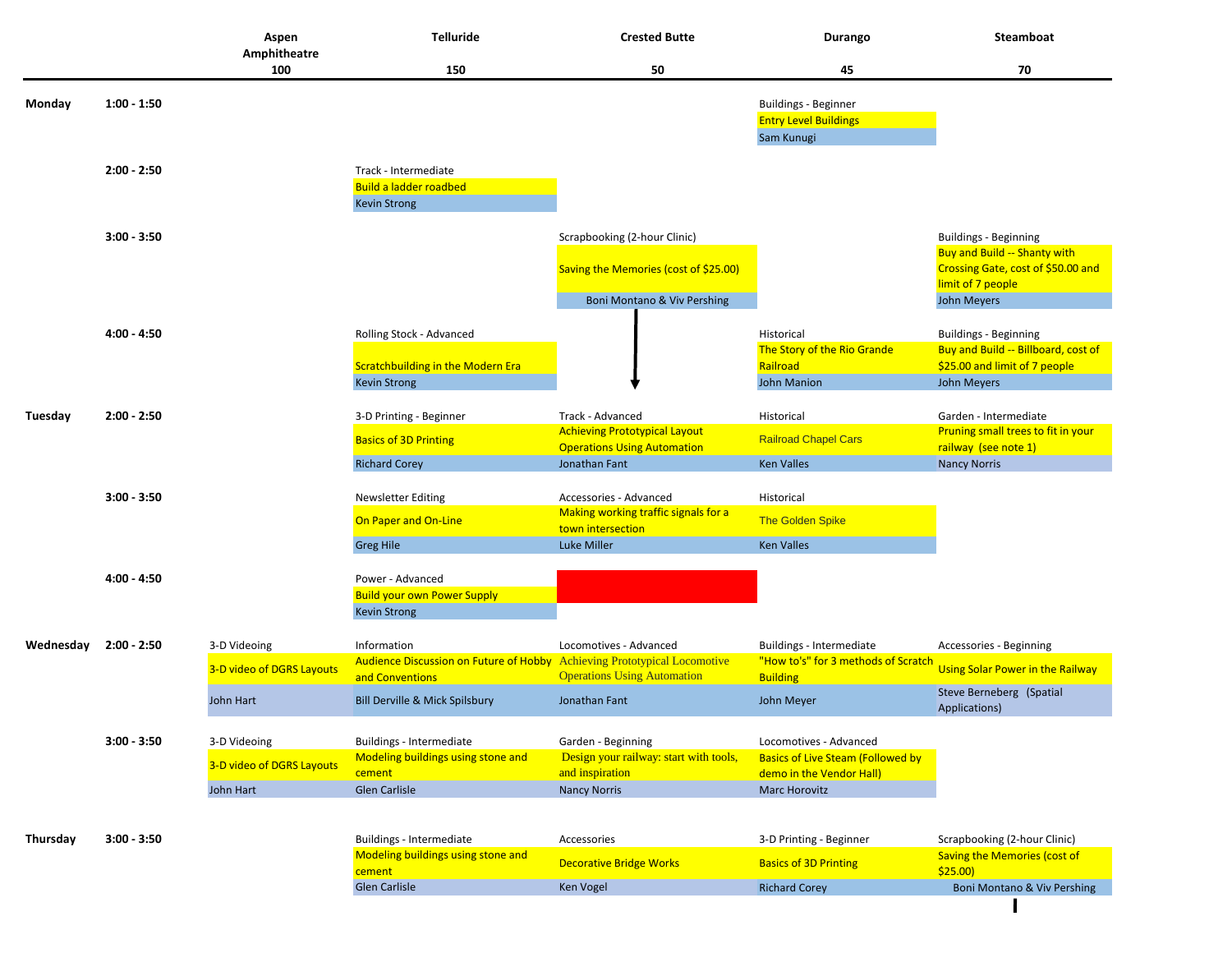| | | Aspen Amphitheatre 100 | Telluride 150 | Crested Butte 50 | Durango 45 | Steamboat 70 |
|---|---|---|---|---|---|---|
| **Monday** | **1:00 - 1:50** | | | | Buildings - Beginner<br>Entry Level Buildings<br>Sam Kunugi | |
| | **2:00 - 2:50** | | Track - Intermediate<br>Build a ladder roadbed<br>Kevin Strong | | | |
| | **3:00 - 3:50** | | | Scrapbooking (2-hour Clinic)<br>Saving the Memories (cost of $25.00)<br>Boni Montano & Viv Pershing | | Buildings - Beginning<br>Buy and Build -- Shanty with Crossing Gate, cost of $50.00 and limit of 7 people<br>John Meyers |
| | **4:00 - 4:50** | | Rolling Stock - Advanced<br>Scratchbuilding in the Modern Era<br>Kevin Strong | ↓ | Historical<br>The Story of the Rio Grande Railroad<br>John Manion | Buildings - Beginning<br>Buy and Build -- Billboard, cost of $25.00 and limit of 7 people<br>John Meyers |
| **Tuesday** | **2:00 - 2:50** | | 3-D Printing - Beginner<br>Basics of 3D Printing<br>Richard Corey | Track - Advanced<br>Achieving Prototypical Layout Operations Using Automation<br>Jonathan Fant | Historical<br>Railroad Chapel Cars<br>Ken Valles | Garden - Intermediate<br>Pruning small trees to fit in your railway (see note 1)<br>Nancy Norris |
| | **3:00 - 3:50** | | Newsletter Editing<br>On Paper and On-Line<br>Greg Hile | Accessories - Advanced<br>Making working traffic signals for a town intersection<br>Luke Miller | Historical<br>The Golden Spike<br>Ken Valles | |
| | **4:00 - 4:50** | | Power - Advanced<br>Build your own Power Supply<br>Kevin Strong | | | |
| **Wednesday** | **2:00 - 2:50** | 3-D Videoing<br>3-D video of DGRS Layouts<br>John Hart | Information<br>Audience Discussion on Future of Hobby and Conventions<br>Bill Derville & Mick Spilsbury | Locomotives - Advanced<br>Achieving Prototypical Locomotive Operations Using Automation<br>Jonathan Fant | Buildings - Intermediate<br>"How to's" for 3 methods of Scratch Building<br>John Meyer | Accessories - Beginning<br>Using Solar Power in the Railway<br>Steve Berneberg (Spatial Applications) |
| | **3:00 - 3:50** | 3-D Videoing<br>3-D video of DGRS Layouts<br>John Hart | Buildings - Intermediate<br>Modeling buildings using stone and cement<br>Glen Carlisle | Garden - Beginning<br>Design your railway: start with tools, and inspiration<br>Nancy Norris | Locomotives - Advanced<br>Basics of Live Steam (Followed by demo in the Vendor Hall)<br>Marc Horovitz | |
| **Thursday** | **3:00 - 3:50** | | Buildings - Intermediate<br>Modeling buildings using stone and cement<br>Glen Carlisle | Accessories<br>Decorative Bridge Works<br>Ken Vogel | 3-D Printing - Beginner<br>Basics of 3D Printing<br>Richard Corey | Scrapbooking (2-hour Clinic)<br>Saving the Memories (cost of $25.00)<br>Boni Montano & Viv Pershing |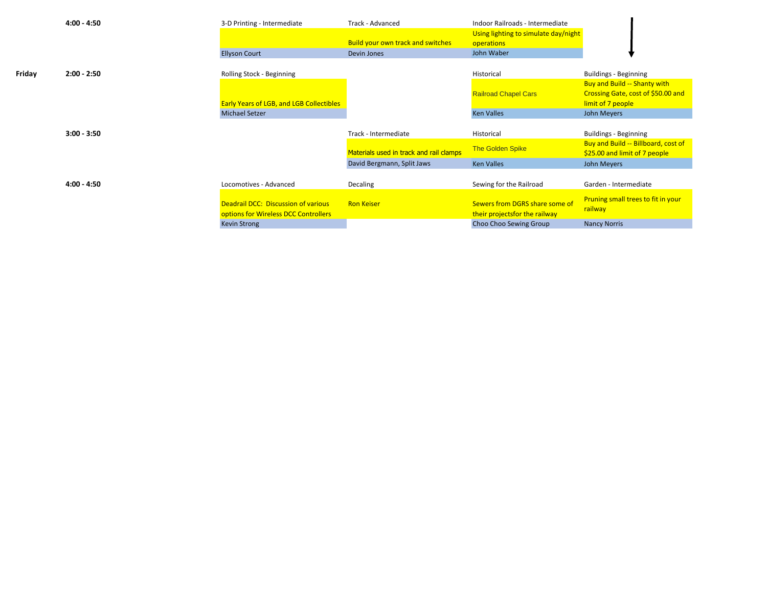| | | | | | |
|---|---|---|---|---|---|
| | 4:00 - 4:50 | 3-D Printing - Intermediate | Track - Advanced | Indoor Railroads - Intermediate | |
| | | | Build your own track and switches | Using lighting to simulate day/night operations | |
| | | Ellyson Court | Devin Jones | John Waber | |
| Friday | 2:00 - 2:50 | Rolling Stock - Beginning | | Historical | Buildings - Beginning |
| | | Early Years of LGB, and LGB Collectibles | | Railroad Chapel Cars | Buy and Build -- Shanty with Crossing Gate, cost of $50.00 and limit of 7 people |
| | | Michael Setzer | | Ken Valles | John Meyers |
| | 3:00 - 3:50 | | Track - Intermediate | Historical | Buildings - Beginning |
| | | | Materials used in track and rail clamps | The Golden Spike | Buy and Build -- Billboard, cost of $25.00 and limit of 7 people |
| | | | David Bergmann, Split Jaws | Ken Valles | John Meyers |
| | 4:00 - 4:50 | Locomotives - Advanced | Decaling | Sewing for the Railroad | Garden - Intermediate |
| | | Deadrail DCC: Discussion of various options for Wireless DCC Controllers | Ron Keiser | Sewers from DGRS share some of their projectsfor the railway | Pruning small trees to fit in your railway |
| | | Kevin Strong | | Choo Choo Sewing Group | Nancy Norris |